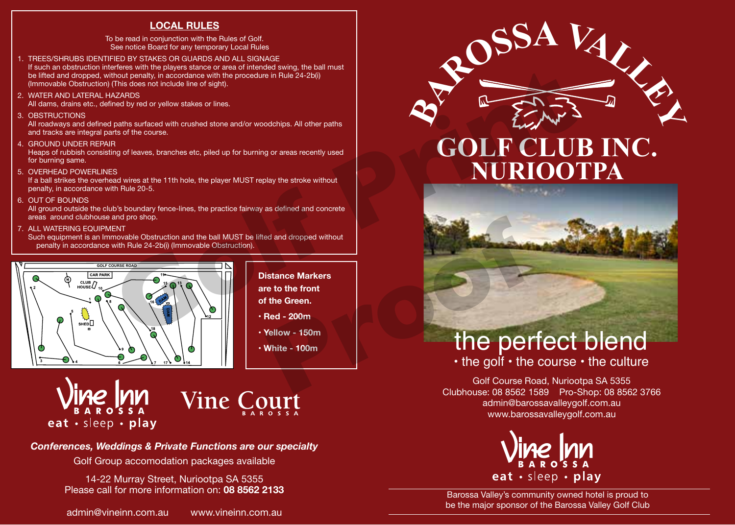## LOCAL RULES

To be read in conjunction with the Rules of Golf.
See notice Board for any temporary Local Rules

1. TREES/SHRUBS IDENTIFIED BY STAKES OR GUARDS AND ALL SIGNAGE
   If such an obstruction interferes with the players stance or area of intended swing, the ball must be lifted and dropped, without penalty, in accordance with the procedure in Rule 24-2b(i) (Immovable Obstruction) (This does not include line of sight).
2. WATER AND LATERAL HAZARDS
   All dams, drains etc., defined by red or yellow stakes or lines.
3. OBSTRUCTIONS
   All roadways and defined paths surfaced with crushed stone and/or woodchips. All other paths and tracks are integral parts of the course.
4. GROUND UNDER REPAIR
   Heaps of rubbish consisting of leaves, branches etc, piled up for burning or areas recently used for burning same.
5. OVERHEAD POWERLINES
   If a ball strikes the overhead wires at the 11th hole, the player MUST replay the stroke without penalty, in accordance with Rule 20-5.
6. OUT OF BOUNDS
   All ground outside the club's boundary fence-lines, the practice fairway as defined and concrete areas around clubhouse and pro shop.
7. ALL WATERING EQUIPMENT
   Such equipment is an Immovable Obstruction and the ball MUST be lifted and dropped without penalty in accordance with Rule 24-2b(i) (Immovable Obstruction).

**Distance Markers are to the front of the Green.**

- **Red - 200m**
- **Yellow - 150m**
- **White - 100m**

Vine Inn BAROSSA eat • sleep • play

Vine Court BAROSSA

***Conferences, Weddings & Private Functions are our specialty***

Golf Group accomodation packages available

14-22 Murray Street, Nuriootpa SA 5355
Please call for more information on: **08 8562 2133**

admin@vineinn.com.au www.vineinn.com.au

# BAROSSA VALLEY GOLF CLUB INC. NURIOOTPA

## the perfect blend

• the golf • the course • the culture

Golf Course Road, Nuriootpa SA 5355
Clubhouse: 08 8562 1589 Pro-Shop: 08 8562 3766
admin@barossavalleygolf.com.au
www.barossavalleygolf.com.au

Vine Inn BAROSSA eat • sleep • play

Barossa Valley's community owned hotel is proud to be the major sponsor of the Barossa Valley Golf Club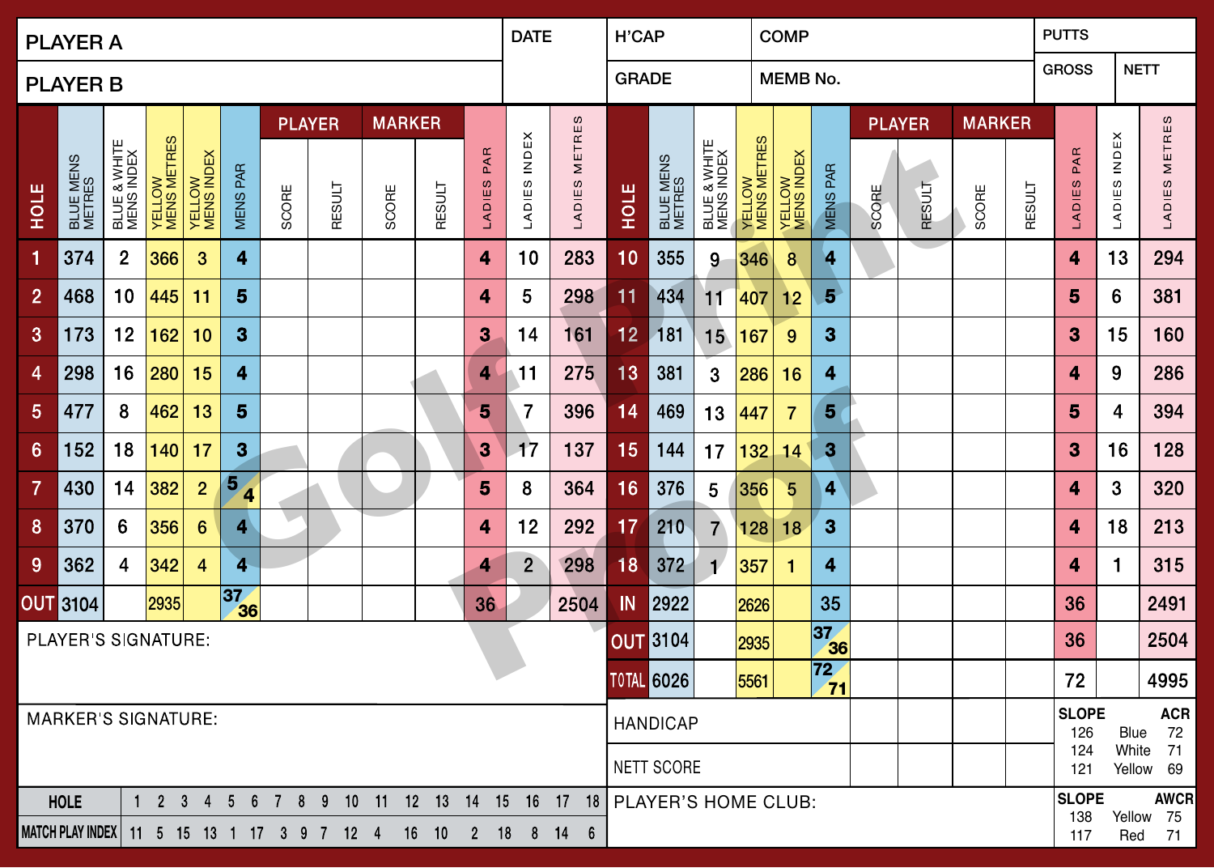| PLAYER A | DATE | H'CAP | COMP | PUTTS |
|---|---|---|---|---|
| PLAYER B | | GRADE | MEMB No. | GROSS / NETT |

| HOLE | BLUE MENS METRES | BLUE & WHITE MENS INDEX | YELLOW MENS METRES | YELLOW MENS INDEX | MENS PAR | PLAYER SCORE | PLAYER RESULT | MARKER SCORE | MARKER RESULT | LADIES PAR | LADIES INDEX | LADIES METRES |
|---|---|---|---|---|---|---|---|---|---|---|---|---|
| 1 | 374 | 2 | 366 | 3 | 4 | | | | | 4 | 10 | 283 |
| 2 | 468 | 10 | 445 | 11 | 5 | | | | | 4 | 5 | 298 |
| 3 | 173 | 12 | 162 | 10 | 3 | | | | | 3 | 14 | 161 |
| 4 | 298 | 16 | 280 | 15 | 4 | | | | | 4 | 11 | 275 |
| 5 | 477 | 8 | 462 | 13 | 5 | | | | | 5 | 7 | 396 |
| 6 | 152 | 18 | 140 | 17 | 3 | | | | | 3 | 17 | 137 |
| 7 | 430 | 14 | 382 | 2 | 5 / 4 | | | | | 5 | 8 | 364 |
| 8 | 370 | 6 | 356 | 6 | 4 | | | | | 4 | 12 | 292 |
| 9 | 362 | 4 | 342 | 4 | 4 | | | | | 4 | 2 | 298 |
| OUT | 3104 | | 2935 | | 37 / 36 | | | | | 36 | | 2504 |

| HOLE | BLUE MENS METRES | BLUE & WHITE MENS INDEX | YELLOW MENS METRES | YELLOW MENS INDEX | MENS PAR | PLAYER SCORE | PLAYER RESULT | MARKER SCORE | MARKER RESULT | LADIES PAR | LADIES INDEX | LADIES METRES |
|---|---|---|---|---|---|---|---|---|---|---|---|---|
| 10 | 355 | 9 | 346 | 8 | 4 | | | | | 4 | 13 | 294 |
| 11 | 434 | 11 | 407 | 12 | 5 | | | | | 5 | 6 | 381 |
| 12 | 181 | 15 | 167 | 9 | 3 | | | | | 3 | 15 | 160 |
| 13 | 381 | 3 | 286 | 16 | 4 | | | | | 4 | 9 | 286 |
| 14 | 469 | 13 | 447 | 7 | 5 | | | | | 5 | 4 | 394 |
| 15 | 144 | 17 | 132 | 14 | 3 | | | | | 3 | 16 | 128 |
| 16 | 376 | 5 | 356 | 5 | 4 | | | | | 4 | 3 | 320 |
| 17 | 210 | 7 | 128 | 18 | 3 | | | | | 4 | 18 | 213 |
| 18 | 372 | 1 | 357 | 1 | 4 | | | | | 4 | 1 | 315 |
| IN | 2922 | | 2626 | | 35 | | | | | 36 | | 2491 |
| OUT | 3104 | | 2935 | | 37 / 36 | | | | | 36 | | 2504 |
| TOTAL | 6026 | | 5561 | | 72 / 71 | | | | | 72 | | 4995 |
| HANDICAP | | | | | | | | | | | | |
| NETT SCORE | | | | | | | | | | | | |

PLAYER'S SIGNATURE:

MARKER'S SIGNATURE:

| HOLE | 1 | 2 | 3 | 4 | 5 | 6 | 7 | 8 | 9 | 10 | 11 | 12 | 13 | 14 | 15 | 16 | 17 | 18 |
|---|---|---|---|---|---|---|---|---|---|---|---|---|---|---|---|---|---|---|
| MATCH PLAY INDEX | 11 | 5 | 15 | 13 | 1 | 17 | 3 | 9 | 7 | 12 | 4 | 16 | 10 | 2 | 18 | 8 | 14 | 6 |

PLAYER'S HOME CLUB:

| SLOPE | | ACR |
|---|---|---|
| 126 | Blue | 72 |
| 124 | White | 71 |
| 121 | Yellow | 69 |

| SLOPE | | AWCR |
|---|---|---|
| 138 | Yellow | 75 |
| 117 | Red | 71 |

Golf Print Proof